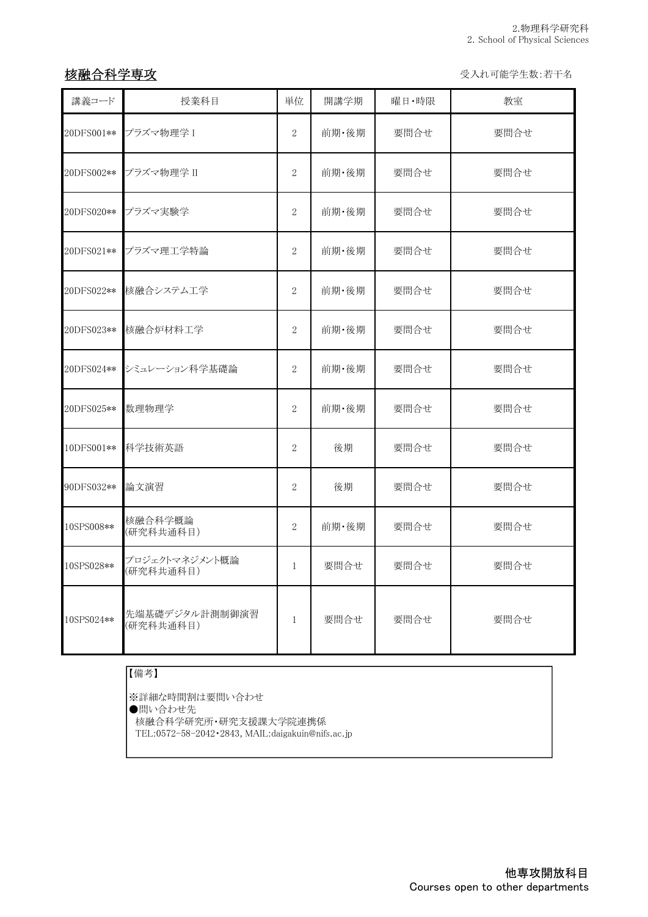## 核融合科学専攻

受入れ可能学生数:若干名

| 講義コード | 授業科目 | 単位 | 開講学期 | 曜日・時限 | 教室 |
|---|---|---|---|---|---|
| 20DFS001** | プラズマ物理学 I | 2 | 前期・後期 | 要問合せ | 要問合せ |
| 20DFS002** | プラズマ物理学 II | 2 | 前期・後期 | 要問合せ | 要問合せ |
| 20DFS020** | プラズマ実験学 | 2 | 前期・後期 | 要問合せ | 要問合せ |
| 20DFS021** | プラズマ理工学特論 | 2 | 前期・後期 | 要問合せ | 要問合せ |
| 20DFS022** | 核融合システム工学 | 2 | 前期・後期 | 要問合せ | 要問合せ |
| 20DFS023** | 核融合炉材料工学 | 2 | 前期・後期 | 要問合せ | 要問合せ |
| 20DFS024** | シミュレーション科学基礎論 | 2 | 前期・後期 | 要問合せ | 要問合せ |
| 20DFS025** | 数理物理学 | 2 | 前期・後期 | 要問合せ | 要問合せ |
| 10DFS001** | 科学技術英語 | 2 | 後期 | 要問合せ | 要問合せ |
| 90DFS032** | 論文演習 | 2 | 後期 | 要問合せ | 要問合せ |
| 10SPS008** | 核融合科学概論<br>(研究科共通科目) | 2 | 前期・後期 | 要問合せ | 要問合せ |
| 10SPS028** | プロジェクトマネジメント概論<br>(研究科共通科目) | 1 | 要問合せ | 要問合せ | 要問合せ |
| 10SPS024** | 先端基礎デジタル計測制御演習<br>(研究科共通科目) | 1 | 要問合せ | 要問合せ | 要問合せ |

【備考】

※詳細な時間割は要問い合わせ
●問い合わせ先
核融合科学研究所・研究支援課大学院連携係
TEL:0572-58-2042・2843, MAIL:daigakuin@nifs.ac.jp

他専攻開放科目
Courses open to other departments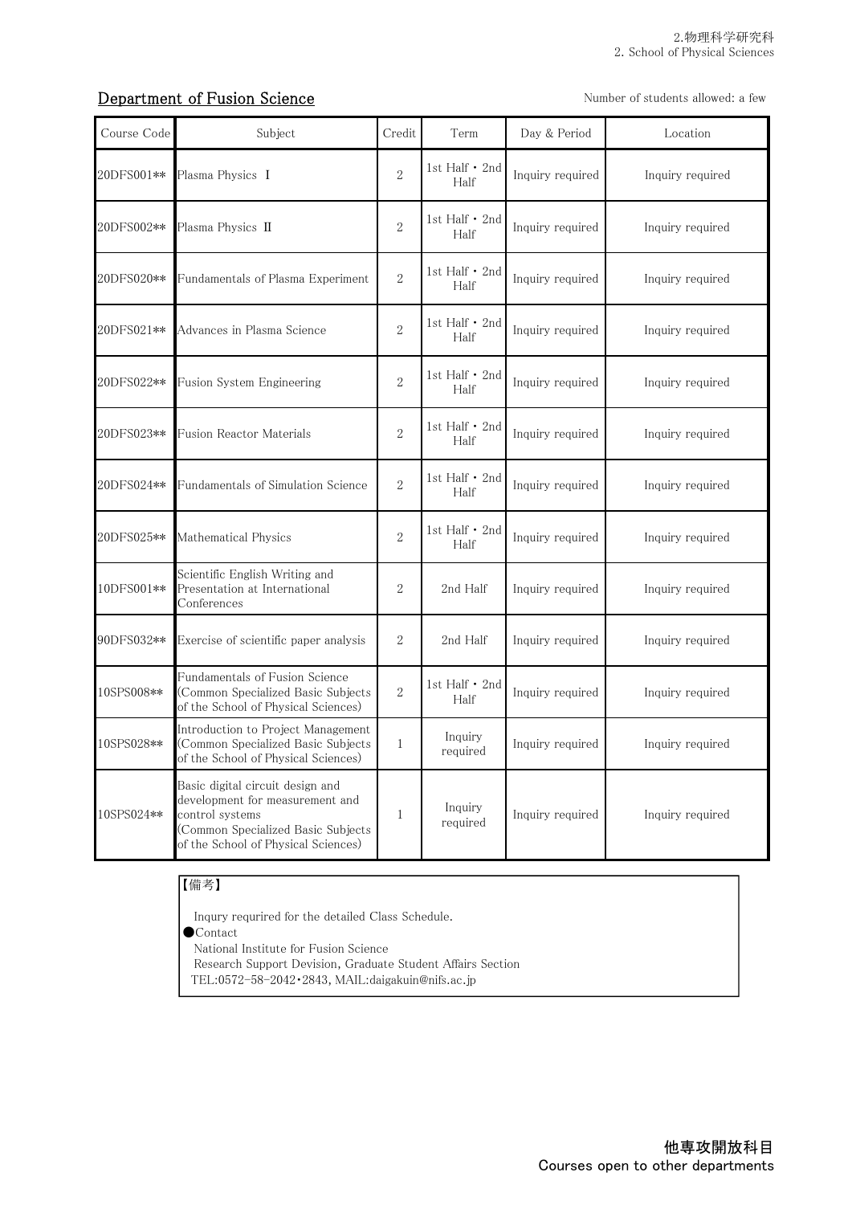## Department of Fusion Science

Number of students allowed: a few

| Course Code | Subject | Credit | Term | Day & Period | Location |
|---|---|---|---|---|---|
| 20DFS001** | Plasma Physics Ⅰ | 2 | 1st Half・2nd Half | Inquiry required | Inquiry required |
| 20DFS002** | Plasma Physics Ⅱ | 2 | 1st Half・2nd Half | Inquiry required | Inquiry required |
| 20DFS020** | Fundamentals of Plasma Experiment | 2 | 1st Half・2nd Half | Inquiry required | Inquiry required |
| 20DFS021** | Advances in Plasma Science | 2 | 1st Half・2nd Half | Inquiry required | Inquiry required |
| 20DFS022** | Fusion System Engineering | 2 | 1st Half・2nd Half | Inquiry required | Inquiry required |
| 20DFS023** | Fusion Reactor Materials | 2 | 1st Half・2nd Half | Inquiry required | Inquiry required |
| 20DFS024** | Fundamentals of Simulation Science | 2 | 1st Half・2nd Half | Inquiry required | Inquiry required |
| 20DFS025** | Mathematical Physics | 2 | 1st Half・2nd Half | Inquiry required | Inquiry required |
| 10DFS001** | Scientific English Writing and Presentation at International Conferences | 2 | 2nd Half | Inquiry required | Inquiry required |
| 90DFS032** | Exercise of scientific paper analysis | 2 | 2nd Half | Inquiry required | Inquiry required |
| 10SPS008** | Fundamentals of Fusion Science (Common Specialized Basic Subjects of the School of Physical Sciences) | 2 | 1st Half・2nd Half | Inquiry required | Inquiry required |
| 10SPS028** | Introduction to Project Management (Common Specialized Basic Subjects of the School of Physical Sciences) | 1 | Inquiry required | Inquiry required | Inquiry required |
| 10SPS024** | Basic digital circuit design and development for measurement and control systems (Common Specialized Basic Subjects of the School of Physical Sciences) | 1 | Inquiry required | Inquiry required | Inquiry required |

【備考】

Inqury requried for the detailed Class Schedule.

●Contact

National Institute for Fusion Science

Research Support Devision, Graduate Student Affairs Section

TEL:0572-58-2042・2843, MAIL:daigakuin@nifs.ac.jp

他専攻開放科目
Courses open to other departments